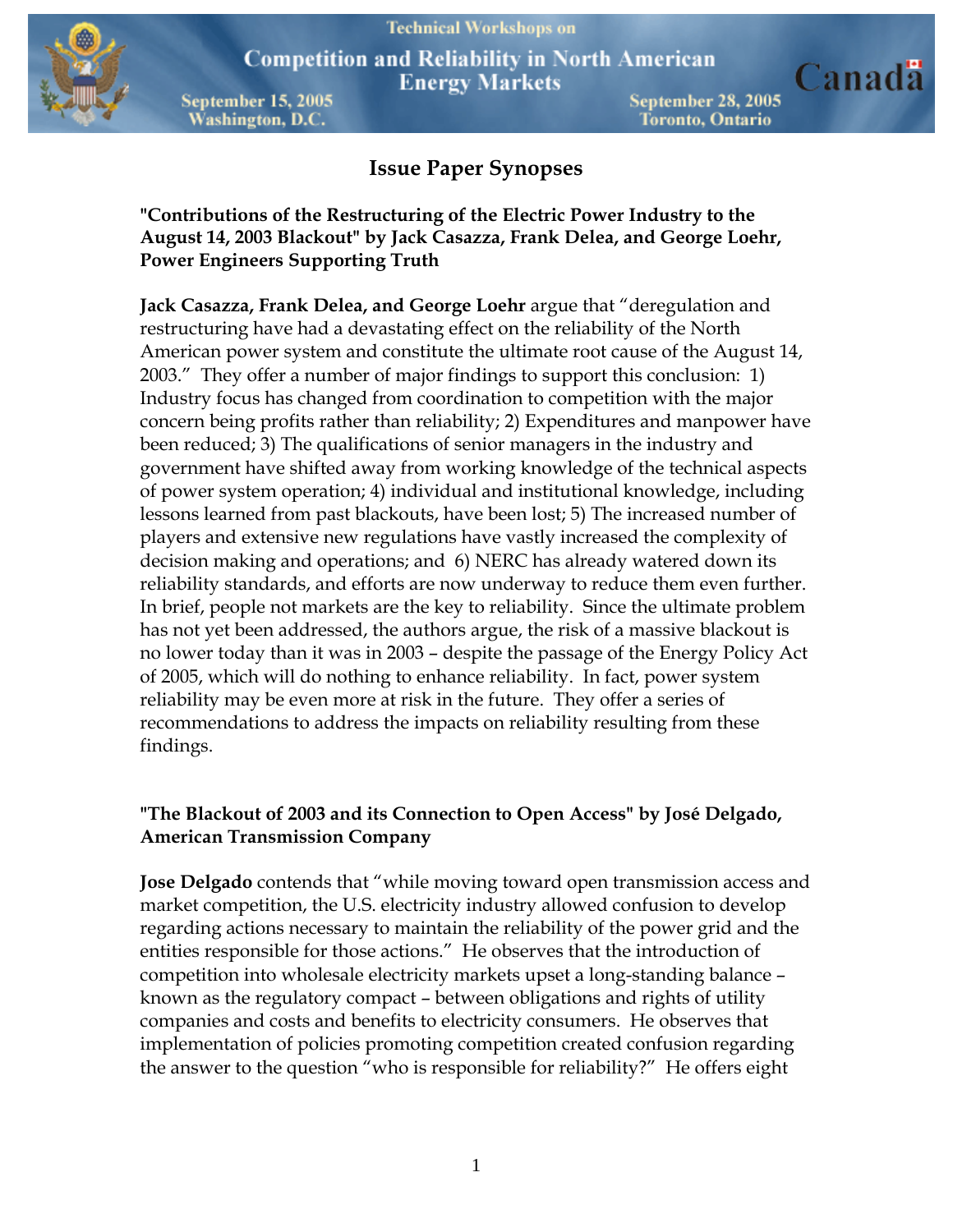# Issue Paper Synopses

**"Contributions of the Restructuring of the Electric Power Industry to the August 14, 2003 Blackout" by Jack Casazza, Frank Delea, and George Loehr, Power Engineers Supporting Truth**

**Jack Casazza, Frank Delea, and George Loehr** argue that "deregulation and restructuring have had a devastating effect on the reliability of the North American power system and constitute the ultimate root cause of the August 14, 2003." They offer a number of major findings to support this conclusion: 1) Industry focus has changed from coordination to competition with the major concern being profits rather than reliability; 2) Expenditures and manpower have been reduced; 3) The qualifications of senior managers in the industry and government have shifted away from working knowledge of the technical aspects of power system operation; 4) individual and institutional knowledge, including lessons learned from past blackouts, have been lost; 5) The increased number of players and extensive new regulations have vastly increased the complexity of decision making and operations; and 6) NERC has already watered down its reliability standards, and efforts are now underway to reduce them even further. In brief, people not markets are the key to reliability. Since the ultimate problem has not yet been addressed, the authors argue, the risk of a massive blackout is no lower today than it was in 2003 – despite the passage of the Energy Policy Act of 2005, which will do nothing to enhance reliability. In fact, power system reliability may be even more at risk in the future. They offer a series of recommendations to address the impacts on reliability resulting from these findings.

**"The Blackout of 2003 and its Connection to Open Access" by José Delgado, American Transmission Company**

**Jose Delgado** contends that "while moving toward open transmission access and market competition, the U.S. electricity industry allowed confusion to develop regarding actions necessary to maintain the reliability of the power grid and the entities responsible for those actions." He observes that the introduction of competition into wholesale electricity markets upset a long-standing balance – known as the regulatory compact – between obligations and rights of utility companies and costs and benefits to electricity consumers. He observes that implementation of policies promoting competition created confusion regarding the answer to the question "who is responsible for reliability?" He offers eight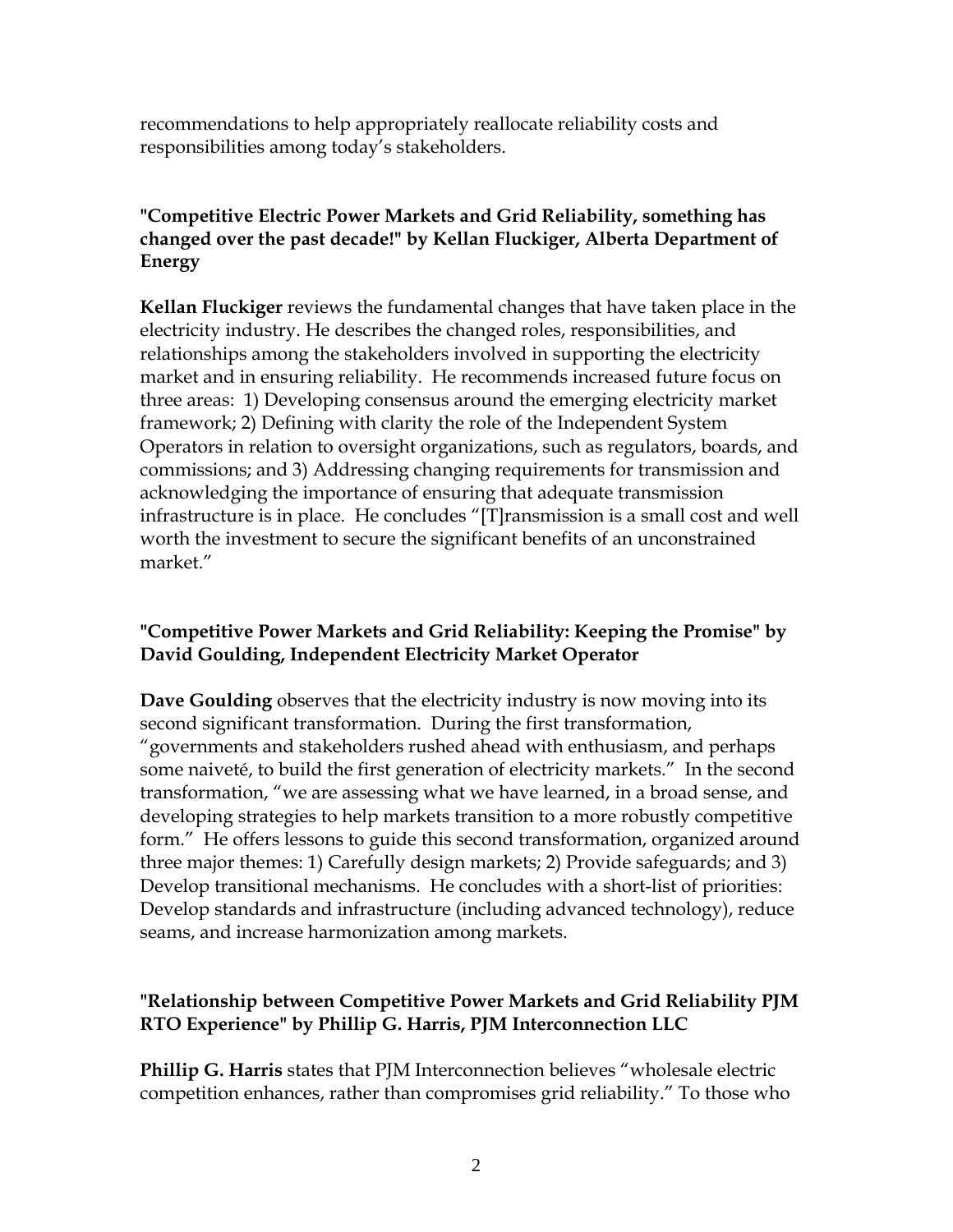recommendations to help appropriately reallocate reliability costs and responsibilities among today's stakeholders.

### "Competitive Electric Power Markets and Grid Reliability, something has changed over the past decade!" by Kellan Fluckiger, Alberta Department of Energy

**Kellan Fluckiger** reviews the fundamental changes that have taken place in the electricity industry. He describes the changed roles, responsibilities, and relationships among the stakeholders involved in supporting the electricity market and in ensuring reliability. He recommends increased future focus on three areas: 1) Developing consensus around the emerging electricity market framework; 2) Defining with clarity the role of the Independent System Operators in relation to oversight organizations, such as regulators, boards, and commissions; and 3) Addressing changing requirements for transmission and acknowledging the importance of ensuring that adequate transmission infrastructure is in place. He concludes "[T]ransmission is a small cost and well worth the investment to secure the significant benefits of an unconstrained market."

### "Competitive Power Markets and Grid Reliability: Keeping the Promise" by David Goulding, Independent Electricity Market Operator

**Dave Goulding** observes that the electricity industry is now moving into its second significant transformation. During the first transformation, "governments and stakeholders rushed ahead with enthusiasm, and perhaps some naiveté, to build the first generation of electricity markets." In the second transformation, "we are assessing what we have learned, in a broad sense, and developing strategies to help markets transition to a more robustly competitive form." He offers lessons to guide this second transformation, organized around three major themes: 1) Carefully design markets; 2) Provide safeguards; and 3) Develop transitional mechanisms. He concludes with a short-list of priorities: Develop standards and infrastructure (including advanced technology), reduce seams, and increase harmonization among markets.

### "Relationship between Competitive Power Markets and Grid Reliability PJM RTO Experience" by Phillip G. Harris, PJM Interconnection LLC

**Phillip G. Harris** states that PJM Interconnection believes "wholesale electric competition enhances, rather than compromises grid reliability." To those who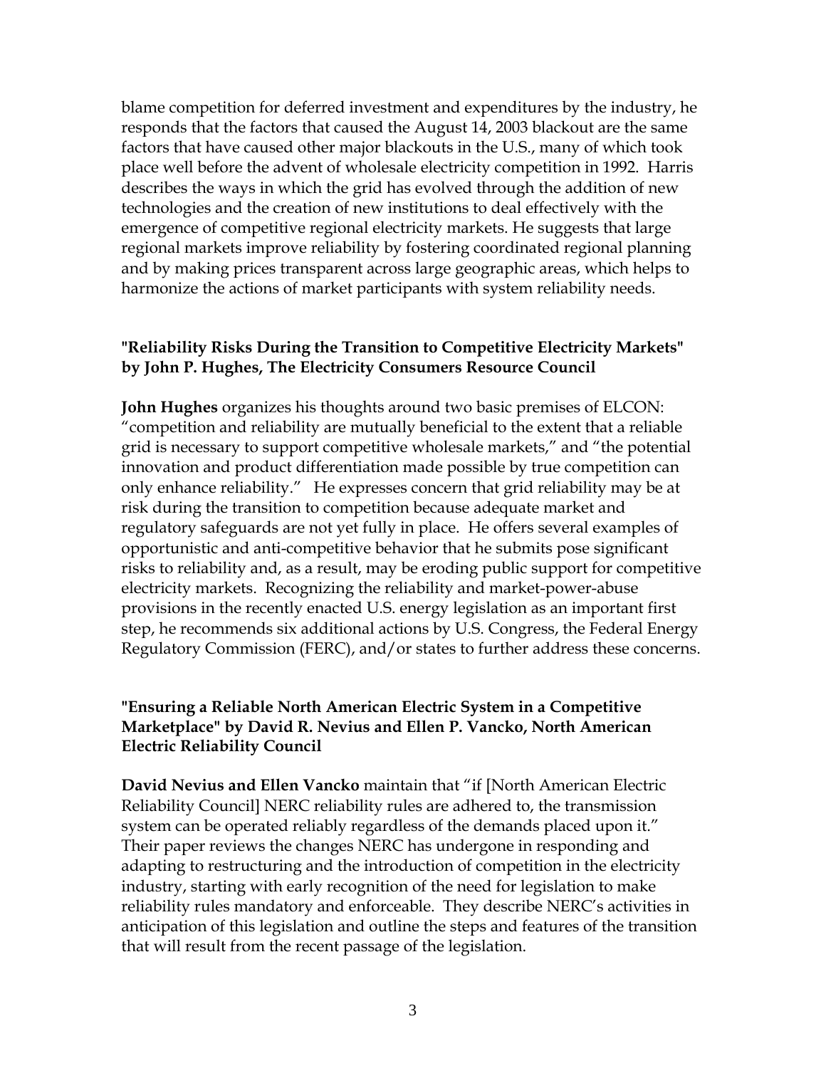blame competition for deferred investment and expenditures by the industry, he responds that the factors that caused the August 14, 2003 blackout are the same factors that have caused other major blackouts in the U.S., many of which took place well before the advent of wholesale electricity competition in 1992. Harris describes the ways in which the grid has evolved through the addition of new technologies and the creation of new institutions to deal effectively with the emergence of competitive regional electricity markets. He suggests that large regional markets improve reliability by fostering coordinated regional planning and by making prices transparent across large geographic areas, which helps to harmonize the actions of market participants with system reliability needs.

**"Reliability Risks During the Transition to Competitive Electricity Markets" by John P. Hughes, The Electricity Consumers Resource Council**

**John Hughes** organizes his thoughts around two basic premises of ELCON: "competition and reliability are mutually beneficial to the extent that a reliable grid is necessary to support competitive wholesale markets," and "the potential innovation and product differentiation made possible by true competition can only enhance reliability." He expresses concern that grid reliability may be at risk during the transition to competition because adequate market and regulatory safeguards are not yet fully in place. He offers several examples of opportunistic and anti-competitive behavior that he submits pose significant risks to reliability and, as a result, may be eroding public support for competitive electricity markets. Recognizing the reliability and market-power-abuse provisions in the recently enacted U.S. energy legislation as an important first step, he recommends six additional actions by U.S. Congress, the Federal Energy Regulatory Commission (FERC), and/or states to further address these concerns.

**"Ensuring a Reliable North American Electric System in a Competitive Marketplace" by David R. Nevius and Ellen P. Vancko, North American Electric Reliability Council**

**David Nevius and Ellen Vancko** maintain that "if [North American Electric Reliability Council] NERC reliability rules are adhered to, the transmission system can be operated reliably regardless of the demands placed upon it." Their paper reviews the changes NERC has undergone in responding and adapting to restructuring and the introduction of competition in the electricity industry, starting with early recognition of the need for legislation to make reliability rules mandatory and enforceable. They describe NERC's activities in anticipation of this legislation and outline the steps and features of the transition that will result from the recent passage of the legislation.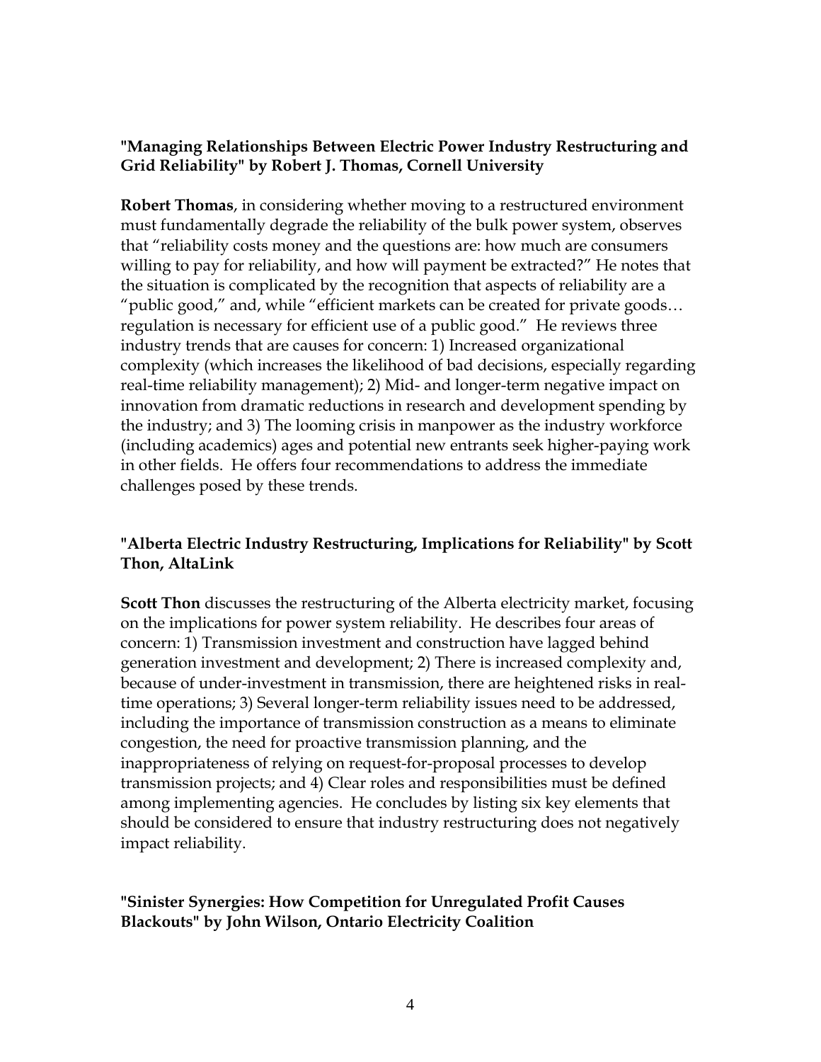**"Managing Relationships Between Electric Power Industry Restructuring and Grid Reliability" by Robert J. Thomas, Cornell University**

**Robert Thomas**, in considering whether moving to a restructured environment must fundamentally degrade the reliability of the bulk power system, observes that "reliability costs money and the questions are: how much are consumers willing to pay for reliability, and how will payment be extracted?" He notes that the situation is complicated by the recognition that aspects of reliability are a "public good," and, while "efficient markets can be created for private goods… regulation is necessary for efficient use of a public good." He reviews three industry trends that are causes for concern: 1) Increased organizational complexity (which increases the likelihood of bad decisions, especially regarding real-time reliability management); 2) Mid- and longer-term negative impact on innovation from dramatic reductions in research and development spending by the industry; and 3) The looming crisis in manpower as the industry workforce (including academics) ages and potential new entrants seek higher-paying work in other fields. He offers four recommendations to address the immediate challenges posed by these trends.

**"Alberta Electric Industry Restructuring, Implications for Reliability" by Scott Thon, AltaLink**

**Scott Thon** discusses the restructuring of the Alberta electricity market, focusing on the implications for power system reliability. He describes four areas of concern: 1) Transmission investment and construction have lagged behind generation investment and development; 2) There is increased complexity and, because of under-investment in transmission, there are heightened risks in real-time operations; 3) Several longer-term reliability issues need to be addressed, including the importance of transmission construction as a means to eliminate congestion, the need for proactive transmission planning, and the inappropriateness of relying on request-for-proposal processes to develop transmission projects; and 4) Clear roles and responsibilities must be defined among implementing agencies. He concludes by listing six key elements that should be considered to ensure that industry restructuring does not negatively impact reliability.

**"Sinister Synergies: How Competition for Unregulated Profit Causes Blackouts" by John Wilson, Ontario Electricity Coalition**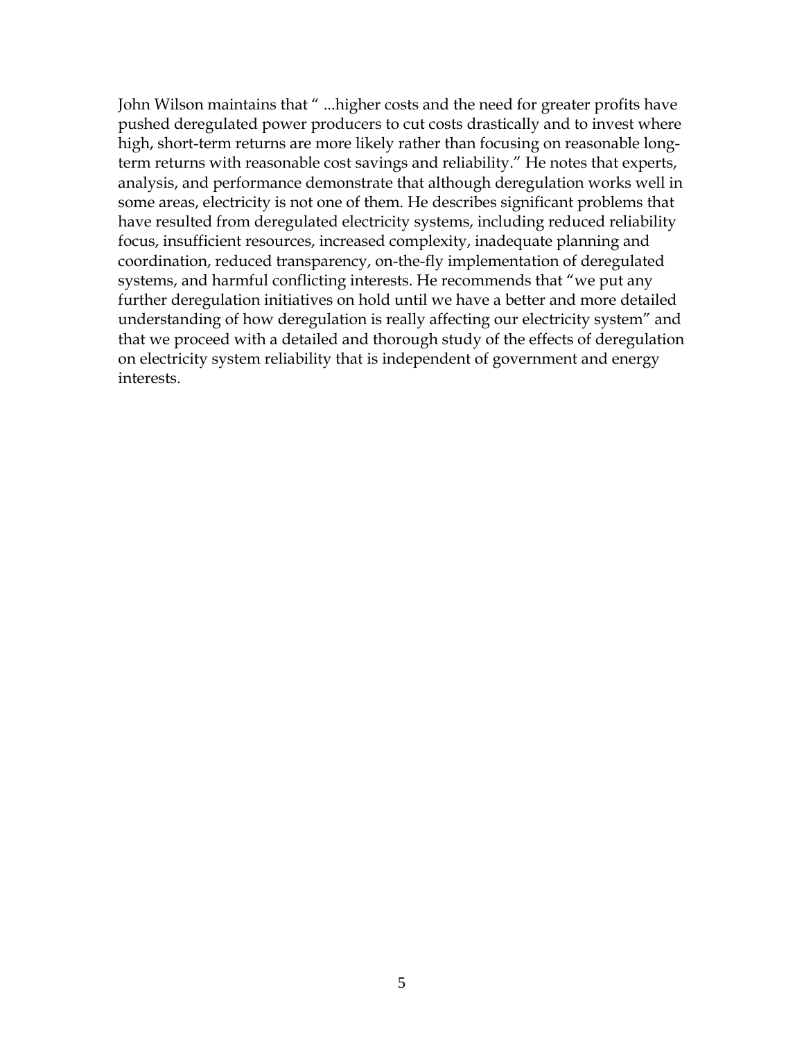John Wilson maintains that " ...higher costs and the need for greater profits have pushed deregulated power producers to cut costs drastically and to invest where high, short-term returns are more likely rather than focusing on reasonable long-term returns with reasonable cost savings and reliability." He notes that experts, analysis, and performance demonstrate that although deregulation works well in some areas, electricity is not one of them. He describes significant problems that have resulted from deregulated electricity systems, including reduced reliability focus, insufficient resources, increased complexity, inadequate planning and coordination, reduced transparency, on-the-fly implementation of deregulated systems, and harmful conflicting interests. He recommends that "we put any further deregulation initiatives on hold until we have a better and more detailed understanding of how deregulation is really affecting our electricity system" and that we proceed with a detailed and thorough study of the effects of deregulation on electricity system reliability that is independent of government and energy interests.